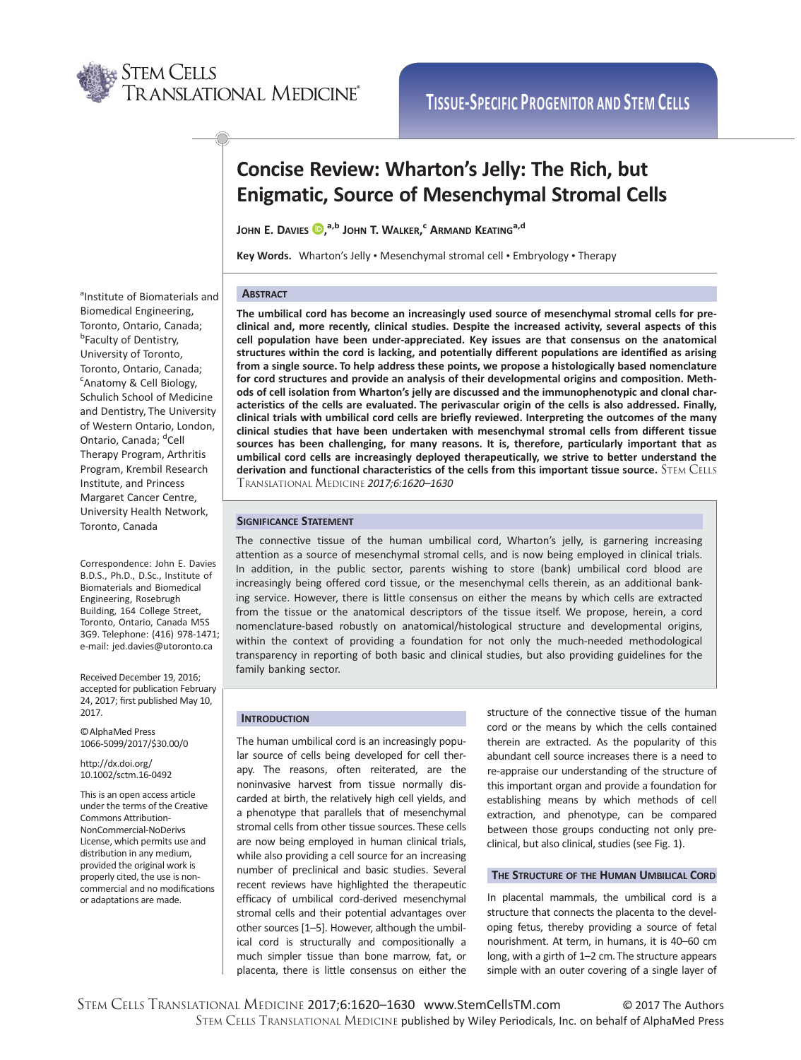TISSUE-SPECIFIC PROGENITOR AND STEM CELLS

# Concise Review: Wharton's Jelly: The Rich, but Enigmatic, Source of Mesenchymal Stromal Cells

JOHN E. DAVIES,[a,b] JOHN T. WALKER,[c] ARMAND KEATING[a,d]

**Key Words.** Wharton's Jelly • Mesenchymal stromal cell • Embryology • Therapy

[a]Institute of Biomaterials and Biomedical Engineering, Toronto, Ontario, Canada; [b]Faculty of Dentistry, University of Toronto, Toronto, Ontario, Canada; [c]Anatomy & Cell Biology, Schulich School of Medicine and Dentistry, The University of Western Ontario, London, Ontario, Canada; [d]Cell Therapy Program, Arthritis Program, Krembil Research Institute, and Princess Margaret Cancer Centre, University Health Network, Toronto, Canada

Correspondence: John E. Davies B.D.S., Ph.D., D.Sc., Institute of Biomaterials and Biomedical Engineering, Rosebrugh Building, 164 College Street, Toronto, Ontario, Canada M5S 3G9. Telephone: (416) 978-1471; e-mail: jed.davies@utoronto.ca

Received December 19, 2016; accepted for publication February 24, 2017; first published May 10, 2017.

©AlphaMed Press 1066-5099/2017/$30.00/0

http://dx.doi.org/10.1002/sctm.16-0492

This is an open access article under the terms of the Creative Commons Attribution-NonCommercial-NoDerivs License, which permits use and distribution in any medium, provided the original work is properly cited, the use is non-commercial and no modifications or adaptations are made.

## ABSTRACT

**The umbilical cord has become an increasingly used source of mesenchymal stromal cells for preclinical and, more recently, clinical studies. Despite the increased activity, several aspects of this cell population have been under-appreciated. Key issues are that consensus on the anatomical structures within the cord is lacking, and potentially different populations are identified as arising from a single source. To help address these points, we propose a histologically based nomenclature for cord structures and provide an analysis of their developmental origins and composition. Methods of cell isolation from Wharton's jelly are discussed and the immunophenotypic and clonal characteristics of the cells are evaluated. The perivascular origin of the cells is also addressed. Finally, clinical trials with umbilical cord cells are briefly reviewed. Interpreting the outcomes of the many clinical studies that have been undertaken with mesenchymal stromal cells from different tissue sources has been challenging, for many reasons. It is, therefore, particularly important that as umbilical cord cells are increasingly deployed therapeutically, we strive to better understand the derivation and functional characteristics of the cells from this important tissue source.** STEM CELLS TRANSLATIONAL MEDICINE *2017;6:1620–1630*

## SIGNIFICANCE STATEMENT

The connective tissue of the human umbilical cord, Wharton's jelly, is garnering increasing attention as a source of mesenchymal stromal cells, and is now being employed in clinical trials. In addition, in the public sector, parents wishing to store (bank) umbilical cord blood are increasingly being offered cord tissue, or the mesenchymal cells therein, as an additional banking service. However, there is little consensus on either the means by which cells are extracted from the tissue or the anatomical descriptors of the tissue itself. We propose, herein, a cord nomenclature-based robustly on anatomical/histological structure and developmental origins, within the context of providing a foundation for not only the much-needed methodological transparency in reporting of both basic and clinical studies, but also providing guidelines for the family banking sector.

## INTRODUCTION

The human umbilical cord is an increasingly popular source of cells being developed for cell therapy. The reasons, often reiterated, are the noninvasive harvest from tissue normally discarded at birth, the relatively high cell yields, and a phenotype that parallels that of mesenchymal stromal cells from other tissue sources. These cells are now being employed in human clinical trials, while also providing a cell source for an increasing number of preclinical and basic studies. Several recent reviews have highlighted the therapeutic efficacy of umbilical cord-derived mesenchymal stromal cells and their potential advantages over other sources [1–5]. However, although the umbilical cord is structurally and compositionally a much simpler tissue than bone marrow, fat, or placenta, there is little consensus on either the structure of the connective tissue of the human cord or the means by which the cells contained therein are extracted. As the popularity of this abundant cell source increases there is a need to re-appraise our understanding of the structure of this important organ and provide a foundation for establishing means by which methods of cell extraction, and phenotype, can be compared between those groups conducting not only preclinical, but also clinical, studies (see Fig. 1).

## THE STRUCTURE OF THE HUMAN UMBILICAL CORD

In placental mammals, the umbilical cord is a structure that connects the placenta to the developing fetus, thereby providing a source of fetal nourishment. At term, in humans, it is 40–60 cm long, with a girth of 1–2 cm. The structure appears simple with an outer covering of a single layer of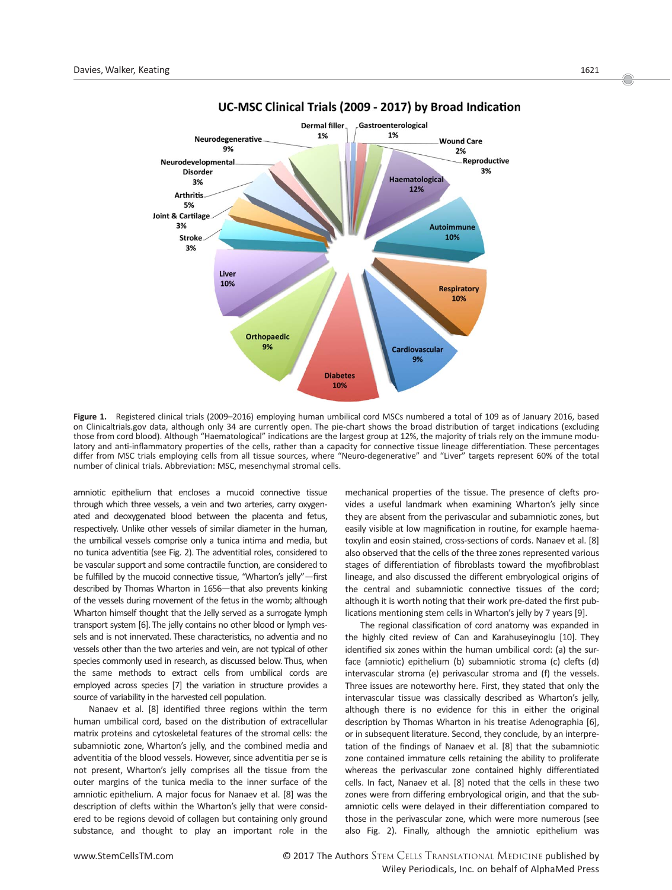UC-MSC Clinical Trials (2009 - 2017) by Broad Indication

Figure 1. Registered clinical trials (2009–2016) employing human umbilical cord MSCs numbered a total of 109 as of January 2016, based on Clinicaltrials.gov data, although only 34 are currently open. The pie-chart shows the broad distribution of target indications (excluding those from cord blood). Although "Haematological" indications are the largest group at 12%, the majority of trials rely on the immune modulatory and anti-inflammatory properties of the cells, rather than a capacity for connective tissue lineage differentiation. These percentages differ from MSC trials employing cells from all tissue sources, where "Neuro-degenerative" and "Liver" targets represent 60% of the total number of clinical trials. Abbreviation: MSC, mesenchymal stromal cells.

amniotic epithelium that encloses a mucoid connective tissue through which three vessels, a vein and two arteries, carry oxygenated and deoxygenated blood between the placenta and fetus, respectively. Unlike other vessels of similar diameter in the human, the umbilical vessels comprise only a tunica intima and media, but no tunica adventitia (see Fig. 2). The adventitial roles, considered to be vascular support and some contractile function, are considered to be fulfilled by the mucoid connective tissue, "Wharton's jelly"—first described by Thomas Wharton in 1656—that also prevents kinking of the vessels during movement of the fetus in the womb; although Wharton himself thought that the Jelly served as a surrogate lymph transport system [6]. The jelly contains no other blood or lymph vessels and is not innervated. These characteristics, no adventia and no vessels other than the two arteries and vein, are not typical of other species commonly used in research, as discussed below. Thus, when the same methods to extract cells from umbilical cords are employed across species [7] the variation in structure provides a source of variability in the harvested cell population.

Nanaev et al. [8] identified three regions within the term human umbilical cord, based on the distribution of extracellular matrix proteins and cytoskeletal features of the stromal cells: the subamniotic zone, Wharton's jelly, and the combined media and adventitia of the blood vessels. However, since adventitia per se is not present, Wharton's jelly comprises all the tissue from the outer margins of the tunica media to the inner surface of the amniotic epithelium. A major focus for Nanaev et al. [8] was the description of clefts within the Wharton's jelly that were considered to be regions devoid of collagen but containing only ground substance, and thought to play an important role in the mechanical properties of the tissue. The presence of clefts provides a useful landmark when examining Wharton's jelly since they are absent from the perivascular and subamniotic zones, but easily visible at low magnification in routine, for example haematoxylin and eosin stained, cross-sections of cords. Nanaev et al. [8] also observed that the cells of the three zones represented various stages of differentiation of fibroblasts toward the myofibroblast lineage, and also discussed the different embryological origins of the central and subamniotic connective tissues of the cord; although it is worth noting that their work pre-dated the first publications mentioning stem cells in Wharton's jelly by 7 years [9].

The regional classification of cord anatomy was expanded in the highly cited review of Can and Karahuseyinoglu [10]. They identified six zones within the human umbilical cord: (a) the surface (amniotic) epithelium (b) subamniotic stroma (c) clefts (d) intervascular stroma (e) perivascular stroma and (f) the vessels. Three issues are noteworthy here. First, they stated that only the intervascular tissue was classically described as Wharton's jelly, although there is no evidence for this in either the original description by Thomas Wharton in his treatise Adenographia [6], or in subsequent literature. Second, they conclude, by an interpretation of the findings of Nanaev et al. [8] that the subamniotic zone contained immature cells retaining the ability to proliferate whereas the perivascular zone contained highly differentiated cells. In fact, Nanaev et al. [8] noted that the cells in these two zones were from differing embryological origin, and that the subamniotic cells were delayed in their differentiation compared to those in the perivascular zone, which were more numerous (see also Fig. 2). Finally, although the amniotic epithelium was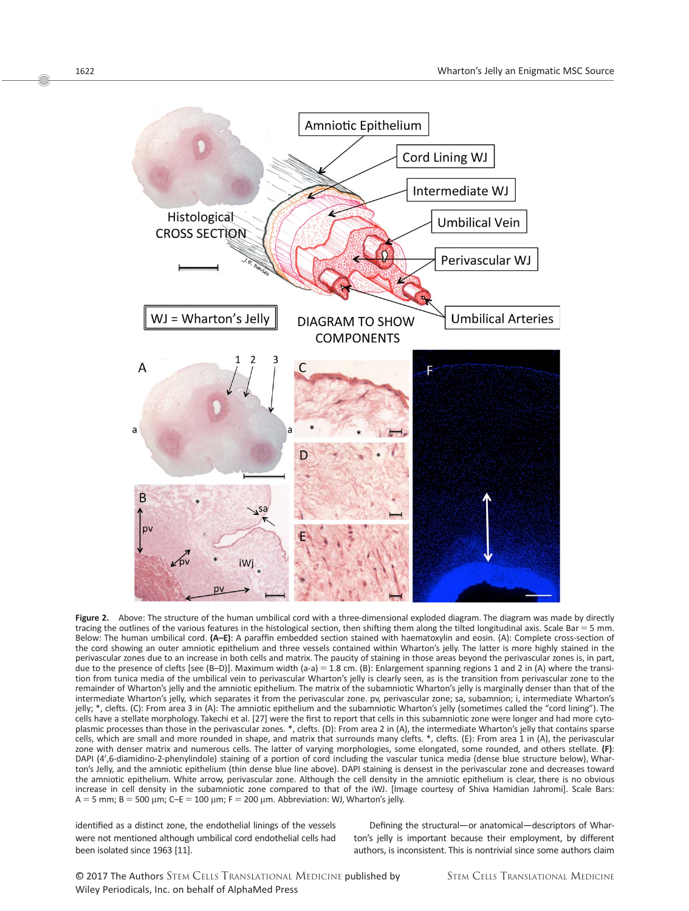**Figure 2.** Above: The structure of the human umbilical cord with a three-dimensional exploded diagram. The diagram was made by directly tracing the outlines of the various features in the histological section, then shifting them along the tilted longitudinal axis. Scale Bar = 5 mm. Below: The human umbilical cord. **(A–E)**: A paraffin embedded section stained with haematoxylin and eosin. (A): Complete cross-section of the cord showing an outer amniotic epithelium and three vessels contained within Wharton's jelly. The latter is more highly stained in the perivascular zones due to an increase in both cells and matrix. The paucity of staining in those areas beyond the perivascular zones is, in part, due to the presence of clefts [see (B–D)]. Maximum width (a-a) = 1.8 cm. (B): Enlargement spanning regions 1 and 2 in (A) where the transition from tunica media of the umbilical vein to perivascular Wharton's jelly is clearly seen, as is the transition from perivascular zone to the remainder of Wharton's jelly and the amniotic epithelium. The matrix of the subamniotic Wharton's jelly is marginally denser than that of the intermediate Wharton's jelly, which separates it from the perivascular zone. pv, perivascular zone; sa, subamnion; i, intermediate Wharton's jelly; *, clefts. (C): From area 3 in (A): The amniotic epithelium and the subamniotic Wharton's jelly (sometimes called the "cord lining"). The cells have a stellate morphology. Takechi et al. [27] were the first to report that cells in this subamniotic zone were longer and had more cytoplasmic processes than those in the perivascular zones. *, clefts. (D): From area 2 in (A), the intermediate Wharton's jelly that contains sparse cells, which are small and more rounded in shape, and matrix that surrounds many clefts. *, clefts. (E): From area 1 in (A), the perivascular zone with denser matrix and numerous cells. The latter of varying morphologies, some elongated, some rounded, and others stellate. **(F)**: DAPI (4′,6-diamidino-2-phenylindole) staining of a portion of cord including the vascular tunica media (dense blue structure below), Wharton's Jelly, and the amniotic epithelium (thin dense blue line above). DAPI staining is densest in the perivascular zone and decreases toward the amniotic epithelium. White arrow, perivascular zone. Although the cell density in the amniotic epithelium is clear, there is no obvious increase in cell density in the subamniotic zone compared to that of the iWJ. [Image courtesy of Shiva Hamidian Jahromi]. Scale Bars: A = 5 mm; B = 500 μm; C–E = 100 μm; F = 200 μm. Abbreviation: WJ, Wharton's jelly.

identified as a distinct zone, the endothelial linings of the vessels were not mentioned although umbilical cord endothelial cells had been isolated since 1963 [11].

Defining the structural—or anatomical—descriptors of Wharton's jelly is important because their employment, by different authors, is inconsistent. This is nontrivial since some authors claim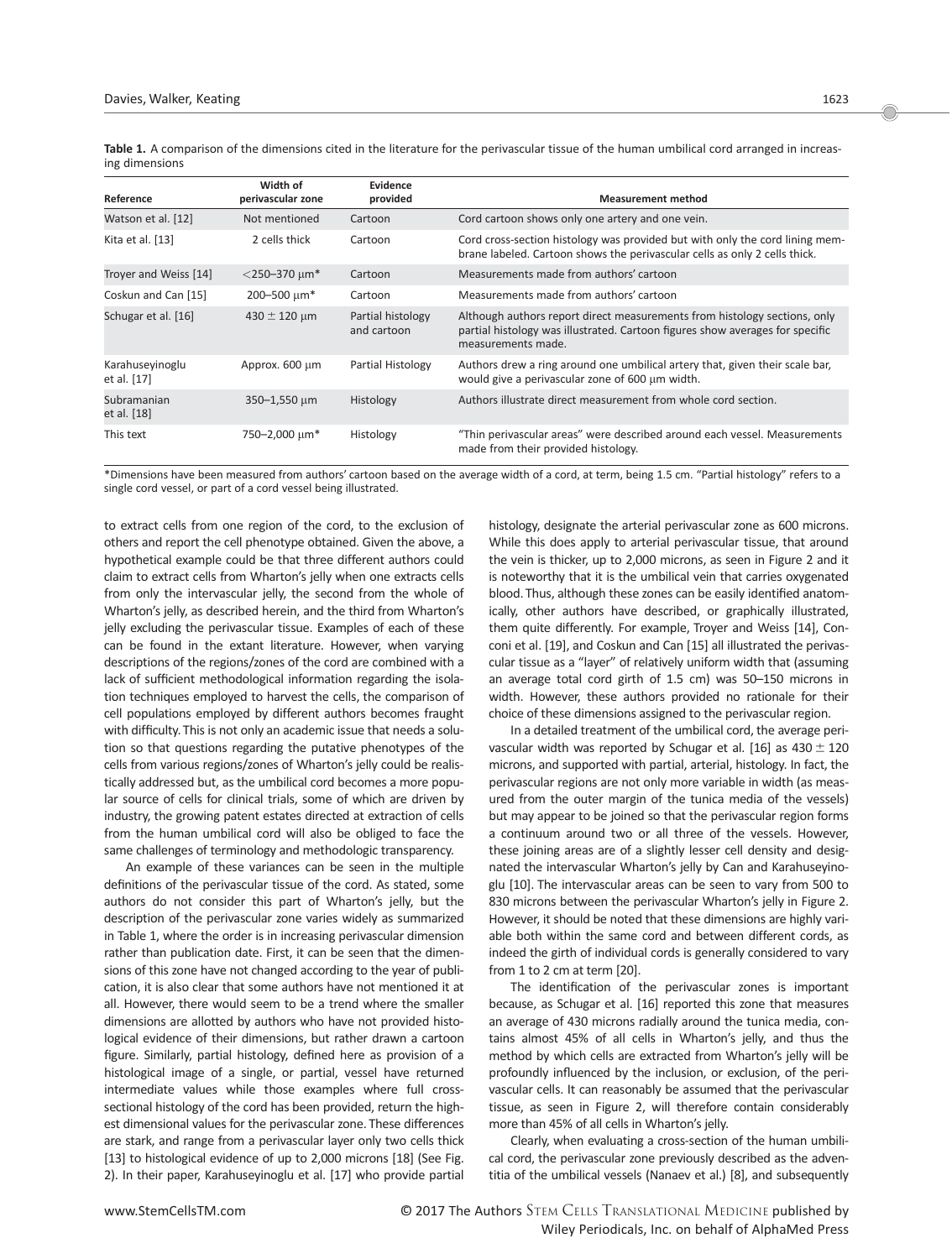**Table 1.** A comparison of the dimensions cited in the literature for the perivascular tissue of the human umbilical cord arranged in increasing dimensions

| Reference | Width of perivascular zone | Evidence provided | Measurement method |
|---|---|---|---|
| Watson et al. [12] | Not mentioned | Cartoon | Cord cartoon shows only one artery and one vein. |
| Kita et al. [13] | 2 cells thick | Cartoon | Cord cross-section histology was provided but with only the cord lining membrane labeled. Cartoon shows the perivascular cells as only 2 cells thick. |
| Troyer and Weiss [14] | <250–370 μm* | Cartoon | Measurements made from authors' cartoon |
| Coskun and Can [15] | 200–500 μm* | Cartoon | Measurements made from authors' cartoon |
| Schugar et al. [16] | 430 ± 120 μm | Partial histology and cartoon | Although authors report direct measurements from histology sections, only partial histology was illustrated. Cartoon figures show averages for specific measurements made. |
| Karahuseyinoglu et al. [17] | Approx. 600 μm | Partial Histology | Authors drew a ring around one umbilical artery that, given their scale bar, would give a perivascular zone of 600 μm width. |
| Subramanian et al. [18] | 350–1,550 μm | Histology | Authors illustrate direct measurement from whole cord section. |
| This text | 750–2,000 μm* | Histology | "Thin perivascular areas" were described around each vessel. Measurements made from their provided histology. |

*Dimensions have been measured from authors' cartoon based on the average width of a cord, at term, being 1.5 cm. "Partial histology" refers to a single cord vessel, or part of a cord vessel being illustrated.

to extract cells from one region of the cord, to the exclusion of others and report the cell phenotype obtained. Given the above, a hypothetical example could be that three different authors could claim to extract cells from Wharton's jelly when one extracts cells from only the intervascular jelly, the second from the whole of Wharton's jelly, as described herein, and the third from Wharton's jelly excluding the perivascular tissue. Examples of each of these can be found in the extant literature. However, when varying descriptions of the regions/zones of the cord are combined with a lack of sufficient methodological information regarding the isolation techniques employed to harvest the cells, the comparison of cell populations employed by different authors becomes fraught with difficulty. This is not only an academic issue that needs a solution so that questions regarding the putative phenotypes of the cells from various regions/zones of Wharton's jelly could be realistically addressed but, as the umbilical cord becomes a more popular source of cells for clinical trials, some of which are driven by industry, the growing patent estates directed at extraction of cells from the human umbilical cord will also be obliged to face the same challenges of terminology and methodologic transparency.

An example of these variances can be seen in the multiple definitions of the perivascular tissue of the cord. As stated, some authors do not consider this part of Wharton's jelly, but the description of the perivascular zone varies widely as summarized in Table 1, where the order is in increasing perivascular dimension rather than publication date. First, it can be seen that the dimensions of this zone have not changed according to the year of publication, it is also clear that some authors have not mentioned it at all. However, there would seem to be a trend where the smaller dimensions are allotted by authors who have not provided histological evidence of their dimensions, but rather drawn a cartoon figure. Similarly, partial histology, defined here as provision of a histological image of a single, or partial, vessel have returned intermediate values while those examples where full cross-sectional histology of the cord has been provided, return the highest dimensional values for the perivascular zone. These differences are stark, and range from a perivascular layer only two cells thick [13] to histological evidence of up to 2,000 microns [18] (See Fig. 2). In their paper, Karahuseyinoglu et al. [17] who provide partial histology, designate the arterial perivascular zone as 600 microns. While this does apply to arterial perivascular tissue, that around the vein is thicker, up to 2,000 microns, as seen in Figure 2 and it is noteworthy that it is the umbilical vein that carries oxygenated blood. Thus, although these zones can be easily identified anatomically, other authors have described, or graphically illustrated, them quite differently. For example, Troyer and Weiss [14], Conconi et al. [19], and Coskun and Can [15] all illustrated the perivascular tissue as a "layer" of relatively uniform width that (assuming an average total cord girth of 1.5 cm) was 50–150 microns in width. However, these authors provided no rationale for their choice of these dimensions assigned to the perivascular region.

In a detailed treatment of the umbilical cord, the average perivascular width was reported by Schugar et al. [16] as 430 ± 120 microns, and supported with partial, arterial, histology. In fact, the perivascular regions are not only more variable in width (as measured from the outer margin of the tunica media of the vessels) but may appear to be joined so that the perivascular region forms a continuum around two or all three of the vessels. However, these joining areas are of a slightly lesser cell density and designated the intervascular Wharton's jelly by Can and Karahuseyinoglu [10]. The intervascular areas can be seen to vary from 500 to 830 microns between the perivascular Wharton's jelly in Figure 2. However, it should be noted that these dimensions are highly variable both within the same cord and between different cords, as indeed the girth of individual cords is generally considered to vary from 1 to 2 cm at term [20].

The identification of the perivascular zones is important because, as Schugar et al. [16] reported this zone that measures an average of 430 microns radially around the tunica media, contains almost 45% of all cells in Wharton's jelly, and thus the method by which cells are extracted from Wharton's jelly will be profoundly influenced by the inclusion, or exclusion, of the perivascular cells. It can reasonably be assumed that the perivascular tissue, as seen in Figure 2, will therefore contain considerably more than 45% of all cells in Wharton's jelly.

Clearly, when evaluating a cross-section of the human umbilical cord, the perivascular zone previously described as the adventitia of the umbilical vessels (Nanaev et al.) [8], and subsequently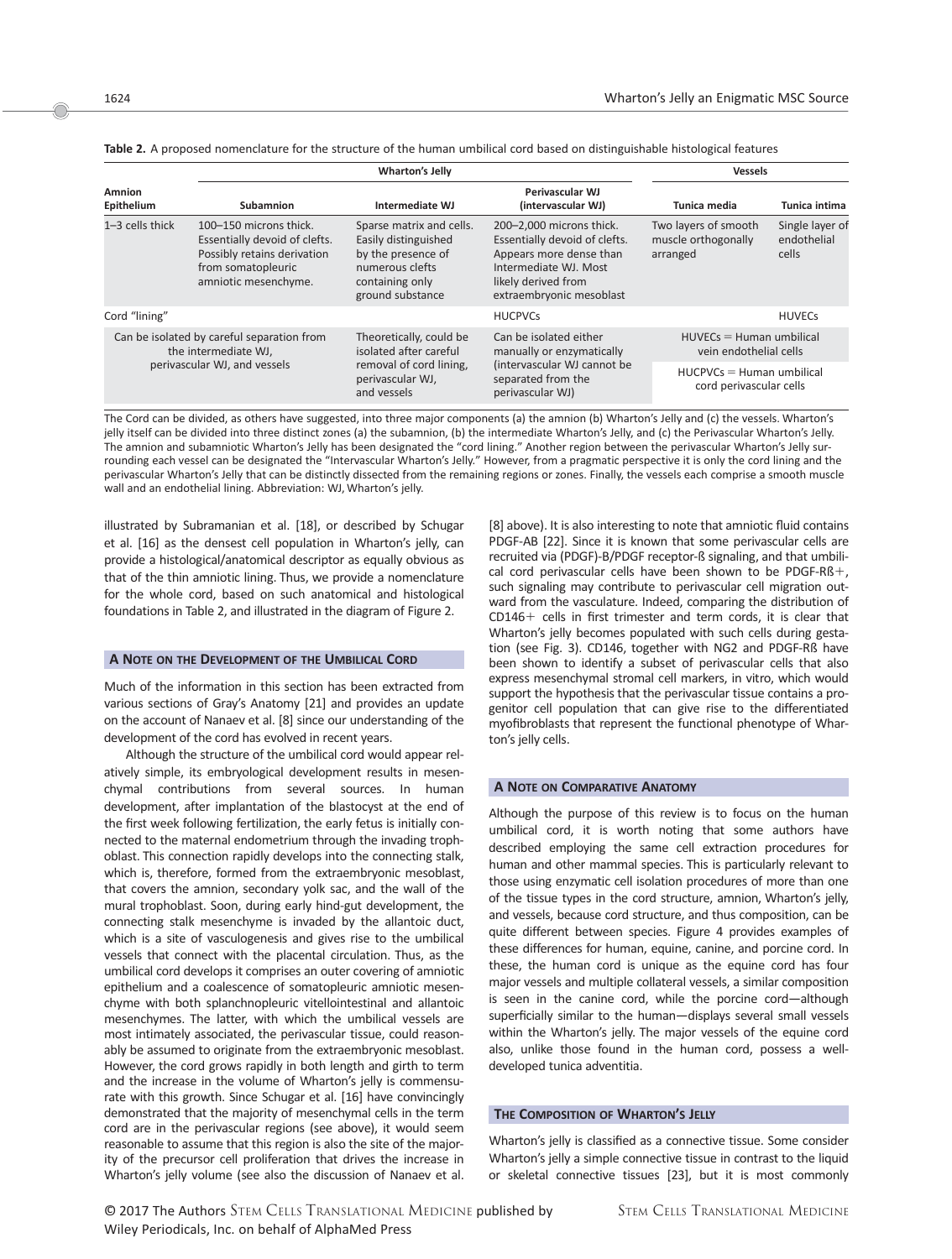**Table 2.** A proposed nomenclature for the structure of the human umbilical cord based on distinguishable histological features

| Amnion Epithelium | Wharton's Jelly | | | Vessels | |
|---|---|---|---|---|---|
| | Subamnion | Intermediate WJ | Perivascular WJ (intervascular WJ) | Tunica media | Tunica intima |
| 1–3 cells thick | 100–150 microns thick. Essentially devoid of clefts. Possibly retains derivation from somatopleuric amniotic mesenchyme. | Sparse matrix and cells. Easily distinguished by the presence of numerous clefts containing only ground substance | 200–2,000 microns thick. Essentially devoid of clefts. Appears more dense than Intermediate WJ. Most likely derived from extraembryonic mesoblast | Two layers of smooth muscle orthogonally arranged | Single layer of endothelial cells |
| Cord "lining" | | | HUCPVCs | | HUVECs |
| Can be isolated by careful separation from the intermediate WJ, perivascular WJ, and vessels | | Theoretically, could be isolated after careful removal of cord lining, perivascular WJ, and vessels | Can be isolated either manually or enzymatically (intervascular WJ cannot be separated from the perivascular WJ) | HUVECs = Human umbilical vein endothelial cells; HUCPVCs = Human umbilical cord perivascular cells | |

The Cord can be divided, as others have suggested, into three major components (a) the amnion (b) Wharton's Jelly and (c) the vessels. Wharton's jelly itself can be divided into three distinct zones (a) the subamnion, (b) the intermediate Wharton's Jelly, and (c) the Perivascular Wharton's Jelly. The amnion and subamniotic Wharton's Jelly has been designated the "cord lining." Another region between the perivascular Wharton's Jelly surrounding each vessel can be designated the "Intervascular Wharton's Jelly." However, from a pragmatic perspective it is only the cord lining and the perivascular Wharton's Jelly that can be distinctly dissected from the remaining regions or zones. Finally, the vessels each comprise a smooth muscle wall and an endothelial lining. Abbreviation: WJ, Wharton's jelly.

illustrated by Subramanian et al. [18], or described by Schugar et al. [16] as the densest cell population in Wharton's jelly, can provide a histological/anatomical descriptor as equally obvious as that of the thin amniotic lining. Thus, we provide a nomenclature for the whole cord, based on such anatomical and histological foundations in Table 2, and illustrated in the diagram of Figure 2.

## A Note on the Development of the Umbilical Cord

Much of the information in this section has been extracted from various sections of Gray's Anatomy [21] and provides an update on the account of Nanaev et al. [8] since our understanding of the development of the cord has evolved in recent years.

Although the structure of the umbilical cord would appear relatively simple, its embryological development results in mesenchymal contributions from several sources. In human development, after implantation of the blastocyst at the end of the first week following fertilization, the early fetus is initially connected to the maternal endometrium through the invading trophoblast. This connection rapidly develops into the connecting stalk, which is, therefore, formed from the extraembryonic mesoblast, that covers the amnion, secondary yolk sac, and the wall of the mural trophoblast. Soon, during early hind-gut development, the connecting stalk mesenchyme is invaded by the allantoic duct, which is a site of vasculogenesis and gives rise to the umbilical vessels that connect with the placental circulation. Thus, as the umbilical cord develops it comprises an outer covering of amniotic epithelium and a coalescence of somatopleuric amniotic mesenchyme with both splanchnopleuric vitellointestinal and allantoic mesenchymes. The latter, with which the umbilical vessels are most intimately associated, the perivascular tissue, could reasonably be assumed to originate from the extraembryonic mesoblast. However, the cord grows rapidly in both length and girth to term and the increase in the volume of Wharton's jelly is commensurate with this growth. Since Schugar et al. [16] have convincingly demonstrated that the majority of mesenchymal cells in the term cord are in the perivascular regions (see above), it would seem reasonable to assume that this region is also the site of the majority of the precursor cell proliferation that drives the increase in Wharton's jelly volume (see also the discussion of Nanaev et al. [8] above). It is also interesting to note that amniotic fluid contains PDGF-AB [22]. Since it is known that some perivascular cells are recruited via (PDGF)-B/PDGF receptor-ß signaling, and that umbilical cord perivascular cells have been shown to be PDGF-Rß+, such signaling may contribute to perivascular cell migration outward from the vasculature. Indeed, comparing the distribution of CD146+ cells in first trimester and term cords, it is clear that Wharton's jelly becomes populated with such cells during gestation (see Fig. 3). CD146, together with NG2 and PDGF-Rß have been shown to identify a subset of perivascular cells that also express mesenchymal stromal cell markers, in vitro, which would support the hypothesis that the perivascular tissue contains a progenitor cell population that can give rise to the differentiated myofibroblasts that represent the functional phenotype of Wharton's jelly cells.

## A Note on Comparative Anatomy

Although the purpose of this review is to focus on the human umbilical cord, it is worth noting that some authors have described employing the same cell extraction procedures for human and other mammal species. This is particularly relevant to those using enzymatic cell isolation procedures of more than one of the tissue types in the cord structure, amnion, Wharton's jelly, and vessels, because cord structure, and thus composition, can be quite different between species. Figure 4 provides examples of these differences for human, equine, canine, and porcine cord. In these, the human cord is unique as the equine cord has four major vessels and multiple collateral vessels, a similar composition is seen in the canine cord, while the porcine cord—although superficially similar to the human—displays several small vessels within the Wharton's jelly. The major vessels of the equine cord also, unlike those found in the human cord, possess a well-developed tunica adventitia.

## The Composition of Wharton's Jelly

Wharton's jelly is classified as a connective tissue. Some consider Wharton's jelly a simple connective tissue in contrast to the liquid or skeletal connective tissues [23], but it is most commonly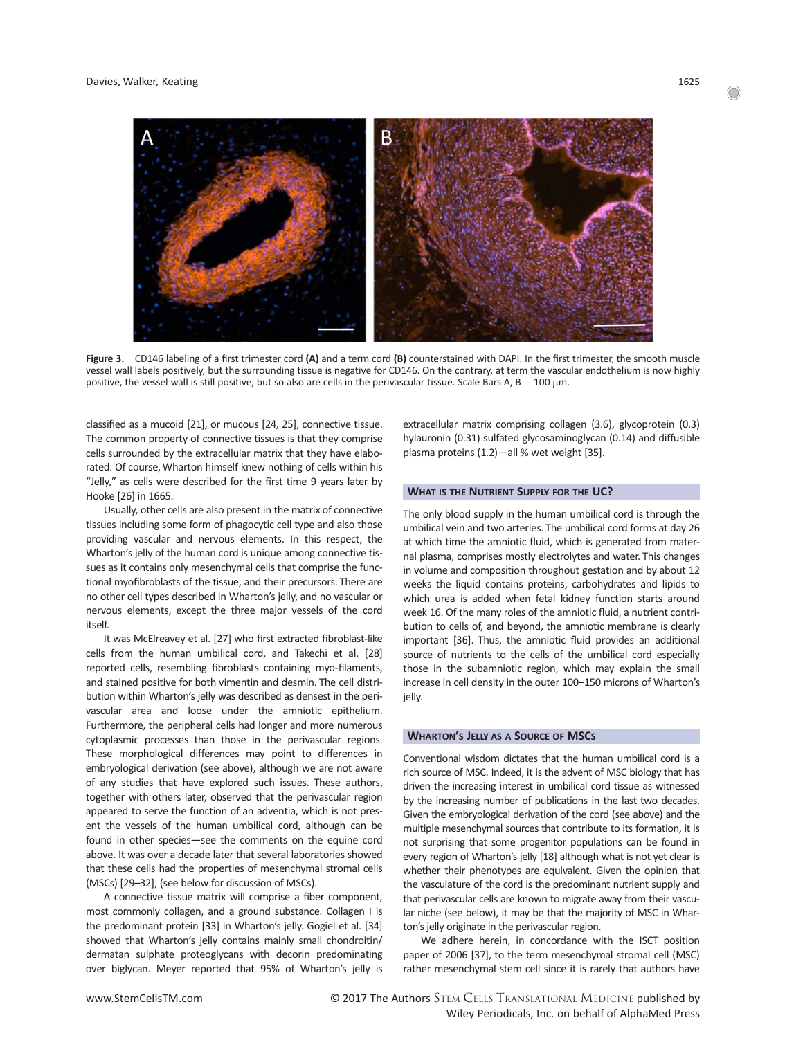**Figure 3.** CD146 labeling of a first trimester cord **(A)** and a term cord **(B)** counterstained with DAPI. In the first trimester, the smooth muscle vessel wall labels positively, but the surrounding tissue is negative for CD146. On the contrary, at term the vascular endothelium is now highly positive, the vessel wall is still positive, but so also are cells in the perivascular tissue. Scale Bars A, B = 100 μm.

classified as a mucoid [21], or mucous [24, 25], connective tissue. The common property of connective tissues is that they comprise cells surrounded by the extracellular matrix that they have elaborated. Of course, Wharton himself knew nothing of cells within his "Jelly," as cells were described for the first time 9 years later by Hooke [26] in 1665.

Usually, other cells are also present in the matrix of connective tissues including some form of phagocytic cell type and also those providing vascular and nervous elements. In this respect, the Wharton's jelly of the human cord is unique among connective tissues as it contains only mesenchymal cells that comprise the functional myofibroblasts of the tissue, and their precursors. There are no other cell types described in Wharton's jelly, and no vascular or nervous elements, except the three major vessels of the cord itself.

It was McElreavey et al. [27] who first extracted fibroblast-like cells from the human umbilical cord, and Takechi et al. [28] reported cells, resembling fibroblasts containing myo-filaments, and stained positive for both vimentin and desmin. The cell distribution within Wharton's jelly was described as densest in the perivascular area and loose under the amniotic epithelium. Furthermore, the peripheral cells had longer and more numerous cytoplasmic processes than those in the perivascular regions. These morphological differences may point to differences in embryological derivation (see above), although we are not aware of any studies that have explored such issues. These authors, together with others later, observed that the perivascular region appeared to serve the function of an adventia, which is not present the vessels of the human umbilical cord, although can be found in other species—see the comments on the equine cord above. It was over a decade later that several laboratories showed that these cells had the properties of mesenchymal stromal cells (MSCs) [29–32]; (see below for discussion of MSCs).

A connective tissue matrix will comprise a fiber component, most commonly collagen, and a ground substance. Collagen I is the predominant protein [33] in Wharton's jelly. Gogiel et al. [34] showed that Wharton's jelly contains mainly small chondroitin/dermatan sulphate proteoglycans with decorin predominating over biglycan. Meyer reported that 95% of Wharton's jelly is extracellular matrix comprising collagen (3.6), glycoprotein (0.3) hylauronin (0.31) sulfated glycosaminoglycan (0.14) and diffusible plasma proteins (1.2)—all % wet weight [35].

## What is the Nutrient Supply for the UC?

The only blood supply in the human umbilical cord is through the umbilical vein and two arteries. The umbilical cord forms at day 26 at which time the amniotic fluid, which is generated from maternal plasma, comprises mostly electrolytes and water. This changes in volume and composition throughout gestation and by about 12 weeks the liquid contains proteins, carbohydrates and lipids to which urea is added when fetal kidney function starts around week 16. Of the many roles of the amniotic fluid, a nutrient contribution to cells of, and beyond, the amniotic membrane is clearly important [36]. Thus, the amniotic fluid provides an additional source of nutrients to the cells of the umbilical cord especially those in the subamniotic region, which may explain the small increase in cell density in the outer 100–150 microns of Wharton's jelly.

## Wharton's Jelly as a Source of MSCs

Conventional wisdom dictates that the human umbilical cord is a rich source of MSC. Indeed, it is the advent of MSC biology that has driven the increasing interest in umbilical cord tissue as witnessed by the increasing number of publications in the last two decades. Given the embryological derivation of the cord (see above) and the multiple mesenchymal sources that contribute to its formation, it is not surprising that some progenitor populations can be found in every region of Wharton's jelly [18] although what is not yet clear is whether their phenotypes are equivalent. Given the opinion that the vasculature of the cord is the predominant nutrient supply and that perivascular cells are known to migrate away from their vascular niche (see below), it may be that the majority of MSC in Wharton's jelly originate in the perivascular region.

We adhere herein, in concordance with the ISCT position paper of 2006 [37], to the term mesenchymal stromal cell (MSC) rather mesenchymal stem cell since it is rarely that authors have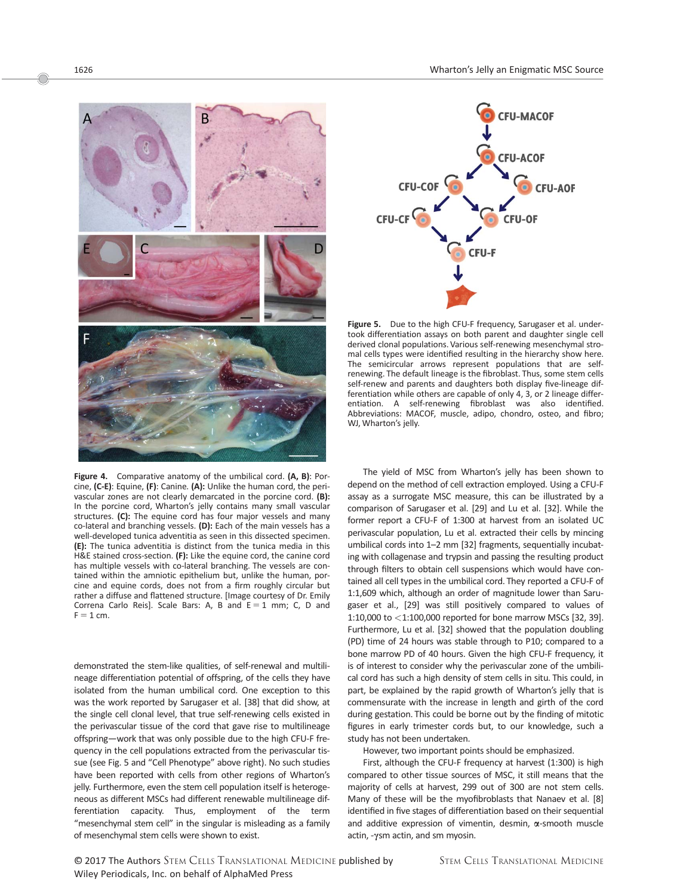Figure 4. Comparative anatomy of the umbilical cord. **(A, B)**: Porcine, **(C-E)**: Equine, **(F)**: Canine. **(A):** Unlike the human cord, the perivascular zones are not clearly demarcated in the porcine cord. **(B):** In the porcine cord, Wharton's jelly contains many small vascular structures. **(C):** The equine cord has four major vessels and many co-lateral and branching vessels. **(D):** Each of the main vessels has a well-developed tunica adventitia as seen in this dissected specimen. **(E):** The tunica adventitia is distinct from the tunica media in this H&E stained cross-section. **(F):** Like the equine cord, the canine cord has multiple vessels with co-lateral branching. The vessels are contained within the amniotic epithelium but, unlike the human, porcine and equine cords, does not from a firm roughly circular but rather a diffuse and flattened structure. [Image courtesy of Dr. Emily Correna Carlo Reis]. Scale Bars: A, B and E = 1 mm; C, D and F = 1 cm.

CFU-MACOF

CFU-ACOF

CFU-COF

CFU-AOF

CFU-CF

CFU-OF

CFU-F

Figure 5. Due to the high CFU-F frequency, Sarugaser et al. undertook differentiation assays on both parent and daughter single cell derived clonal populations. Various self-renewing mesenchymal stromal cells types were identified resulting in the hierarchy show here. The semicircular arrows represent populations that are self-renewing. The default lineage is the fibroblast. Thus, some stem cells self-renew and parents and daughters both display five-lineage differentiation while others are capable of only 4, 3, or 2 lineage differentiation. A self-renewing fibroblast was also identified. Abbreviations: MACOF, muscle, adipo, chondro, osteo, and fibro; WJ, Wharton's jelly.

demonstrated the stem-like qualities, of self-renewal and multilineage differentiation potential of offspring, of the cells they have isolated from the human umbilical cord. One exception to this was the work reported by Sarugaser et al. [38] that did show, at the single cell clonal level, that true self-renewing cells existed in the perivascular tissue of the cord that gave rise to multilineage offspring—work that was only possible due to the high CFU-F frequency in the cell populations extracted from the perivascular tissue (see Fig. 5 and "Cell Phenotype" above right). No such studies have been reported with cells from other regions of Wharton's jelly. Furthermore, even the stem cell population itself is heterogeneous as different MSCs had different renewable multilineage differentiation capacity. Thus, employment of the term "mesenchymal stem cell" in the singular is misleading as a family of mesenchymal stem cells were shown to exist.

The yield of MSC from Wharton's jelly has been shown to depend on the method of cell extraction employed. Using a CFU-F assay as a surrogate MSC measure, this can be illustrated by a comparison of Sarugaser et al. [29] and Lu et al. [32]. While the former report a CFU-F of 1:300 at harvest from an isolated UC perivascular population, Lu et al. extracted their cells by mincing umbilical cords into 1–2 mm [32] fragments, sequentially incubating with collagenase and trypsin and passing the resulting product through filters to obtain cell suspensions which would have contained all cell types in the umbilical cord. They reported a CFU-F of 1:1,609 which, although an order of magnitude lower than Sarugaser et al., [29] was still positively compared to values of 1:10,000 to <1:100,000 reported for bone marrow MSCs [32, 39]. Furthermore, Lu et al. [32] showed that the population doubling (PD) time of 24 hours was stable through to P10; compared to a bone marrow PD of 40 hours. Given the high CFU-F frequency, it is of interest to consider why the perivascular zone of the umbilical cord has such a high density of stem cells in situ. This could, in part, be explained by the rapid growth of Wharton's jelly that is commensurate with the increase in length and girth of the cord during gestation. This could be borne out by the finding of mitotic figures in early trimester cords but, to our knowledge, such a study has not been undertaken.

However, two important points should be emphasized.

First, although the CFU-F frequency at harvest (1:300) is high compared to other tissue sources of MSC, it still means that the majority of cells at harvest, 299 out of 300 are not stem cells. Many of these will be the myofibroblasts that Nanaev et al. [8] identified in five stages of differentiation based on their sequential and additive expression of vimentin, desmin, α-smooth muscle actin, -γsm actin, and sm myosin.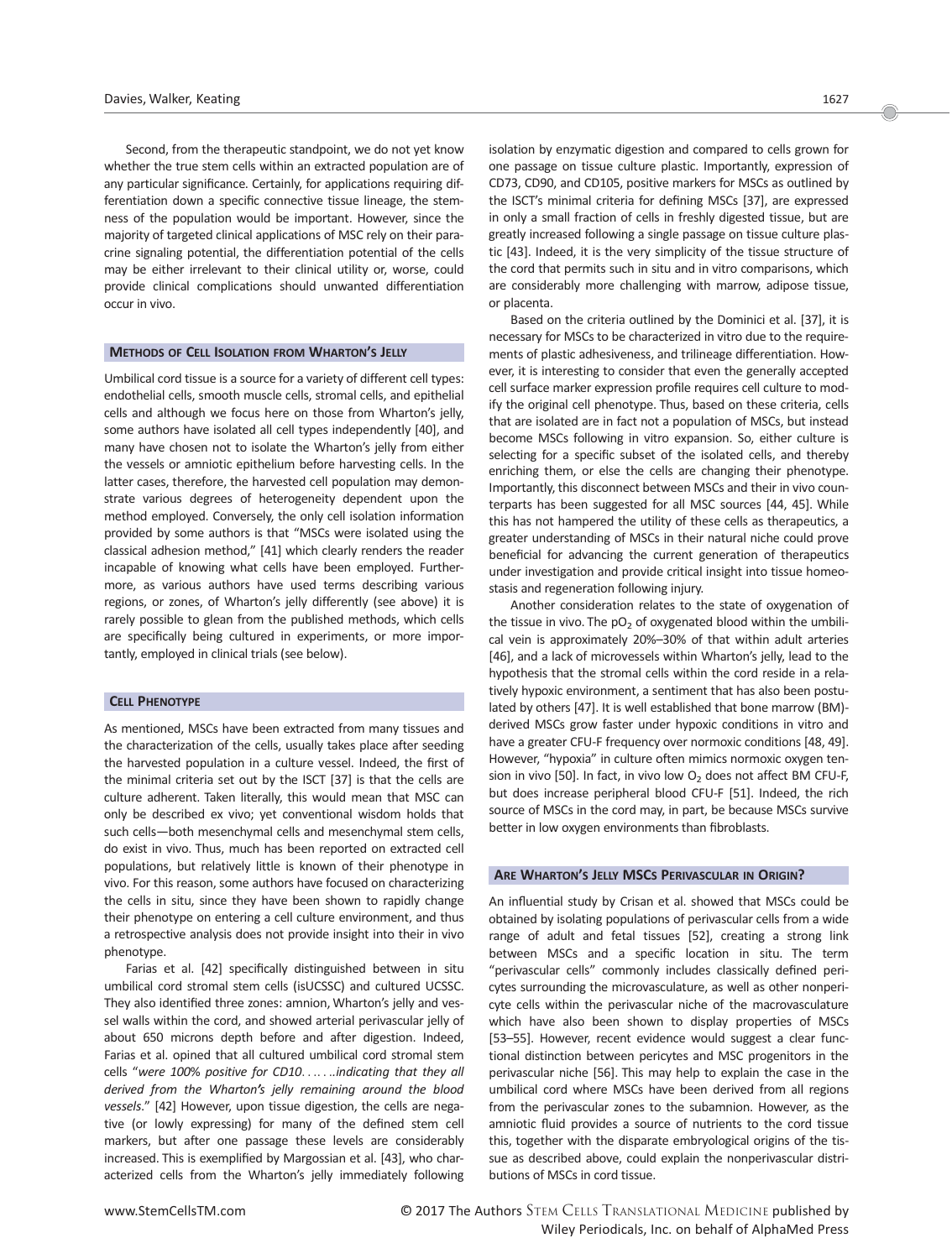Second, from the therapeutic standpoint, we do not yet know whether the true stem cells within an extracted population are of any particular significance. Certainly, for applications requiring differentiation down a specific connective tissue lineage, the stemness of the population would be important. However, since the majority of targeted clinical applications of MSC rely on their paracrine signaling potential, the differentiation potential of the cells may be either irrelevant to their clinical utility or, worse, could provide clinical complications should unwanted differentiation occur in vivo.

## Methods of Cell Isolation from Wharton's Jelly

Umbilical cord tissue is a source for a variety of different cell types: endothelial cells, smooth muscle cells, stromal cells, and epithelial cells and although we focus here on those from Wharton's jelly, some authors have isolated all cell types independently [40], and many have chosen not to isolate the Wharton's jelly from either the vessels or amniotic epithelium before harvesting cells. In the latter cases, therefore, the harvested cell population may demonstrate various degrees of heterogeneity dependent upon the method employed. Conversely, the only cell isolation information provided by some authors is that "MSCs were isolated using the classical adhesion method," [41] which clearly renders the reader incapable of knowing what cells have been employed. Furthermore, as various authors have used terms describing various regions, or zones, of Wharton's jelly differently (see above) it is rarely possible to glean from the published methods, which cells are specifically being cultured in experiments, or more importantly, employed in clinical trials (see below).

## Cell Phenotype

As mentioned, MSCs have been extracted from many tissues and the characterization of the cells, usually takes place after seeding the harvested population in a culture vessel. Indeed, the first of the minimal criteria set out by the ISCT [37] is that the cells are culture adherent. Taken literally, this would mean that MSC can only be described ex vivo; yet conventional wisdom holds that such cells—both mesenchymal cells and mesenchymal stem cells, do exist in vivo. Thus, much has been reported on extracted cell populations, but relatively little is known of their phenotype in vivo. For this reason, some authors have focused on characterizing the cells in situ, since they have been shown to rapidly change their phenotype on entering a cell culture environment, and thus a retrospective analysis does not provide insight into their in vivo phenotype.

Farias et al. [42] specifically distinguished between in situ umbilical cord stromal stem cells (isUCSSC) and cultured UCSSC. They also identified three zones: amnion, Wharton's jelly and vessel walls within the cord, and showed arterial perivascular jelly of about 650 microns depth before and after digestion. Indeed, Farias et al. opined that all cultured umbilical cord stromal stem cells "*were 100% positive for CD10. . .. . ..indicating that they all derived from the Wharton's jelly remaining around the blood vessels*." [42] However, upon tissue digestion, the cells are negative (or lowly expressing) for many of the defined stem cell markers, but after one passage these levels are considerably increased. This is exemplified by Margossian et al. [43], who characterized cells from the Wharton's jelly immediately following isolation by enzymatic digestion and compared to cells grown for one passage on tissue culture plastic. Importantly, expression of CD73, CD90, and CD105, positive markers for MSCs as outlined by the ISCT's minimal criteria for defining MSCs [37], are expressed in only a small fraction of cells in freshly digested tissue, but are greatly increased following a single passage on tissue culture plastic [43]. Indeed, it is the very simplicity of the tissue structure of the cord that permits such in situ and in vitro comparisons, which are considerably more challenging with marrow, adipose tissue, or placenta.

Based on the criteria outlined by the Dominici et al. [37], it is necessary for MSCs to be characterized in vitro due to the requirements of plastic adhesiveness, and trilineage differentiation. However, it is interesting to consider that even the generally accepted cell surface marker expression profile requires cell culture to modify the original cell phenotype. Thus, based on these criteria, cells that are isolated are in fact not a population of MSCs, but instead become MSCs following in vitro expansion. So, either culture is selecting for a specific subset of the isolated cells, and thereby enriching them, or else the cells are changing their phenotype. Importantly, this disconnect between MSCs and their in vivo counterparts has been suggested for all MSC sources [44, 45]. While this has not hampered the utility of these cells as therapeutics, a greater understanding of MSCs in their natural niche could prove beneficial for advancing the current generation of therapeutics under investigation and provide critical insight into tissue homeostasis and regeneration following injury.

Another consideration relates to the state of oxygenation of the tissue in vivo. The $pO_2$ of oxygenated blood within the umbilical vein is approximately 20%–30% of that within adult arteries [46], and a lack of microvessels within Wharton's jelly, lead to the hypothesis that the stromal cells within the cord reside in a relatively hypoxic environment, a sentiment that has also been postulated by others [47]. It is well established that bone marrow (BM)-derived MSCs grow faster under hypoxic conditions in vitro and have a greater CFU-F frequency over normoxic conditions [48, 49]. However, "hypoxia" in culture often mimics normoxic oxygen tension in vivo [50]. In fact, in vivo low $O_2$ does not affect BM CFU-F, but does increase peripheral blood CFU-F [51]. Indeed, the rich source of MSCs in the cord may, in part, be because MSCs survive better in low oxygen environments than fibroblasts.

## Are Wharton's Jelly MSCs Perivascular in Origin?

An influential study by Crisan et al. showed that MSCs could be obtained by isolating populations of perivascular cells from a wide range of adult and fetal tissues [52], creating a strong link between MSCs and a specific location in situ. The term "perivascular cells" commonly includes classically defined pericytes surrounding the microvasculature, as well as other nonpericyte cells within the perivascular niche of the macrovasculature which have also been shown to display properties of MSCs [53–55]. However, recent evidence would suggest a clear functional distinction between pericytes and MSC progenitors in the perivascular niche [56]. This may help to explain the case in the umbilical cord where MSCs have been derived from all regions from the perivascular zones to the subamnion. However, as the amniotic fluid provides a source of nutrients to the cord tissue this, together with the disparate embryological origins of the tissue as described above, could explain the nonperivascular distributions of MSCs in cord tissue.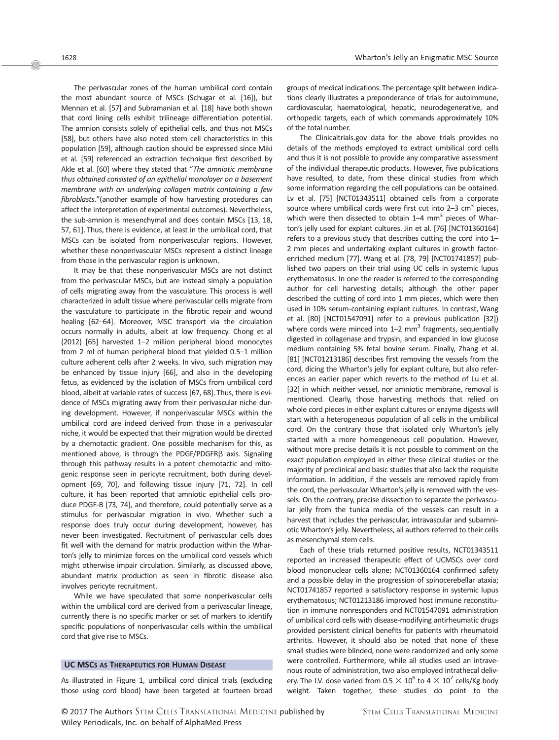The perivascular zones of the human umbilical cord contain the most abundant source of MSCs (Schugar et al. [16]), but Mennan et al. [57] and Subramanian et al. [18] have both shown that cord lining cells exhibit trilineage differentiation potential. The amnion consists solely of epithelial cells, and thus not MSCs [58], but others have also noted stem cell characteristics in this population [59], although caution should be expressed since Miki et al. [59] referenced an extraction technique first described by Akle et al. [60] where they stated that "*The amniotic membrane thus obtained consisted of an epithelial monolayer on a basement membrane with an underlying collagen matrix containing a few fibroblasts*."(another example of how harvesting procedures can affect the interpretation of experimental outcomes). Nevertheless, the sub-amnion is mesenchymal and does contain MSCs [13, 18, 57, 61]. Thus, there is evidence, at least in the umbilical cord, that MSCs can be isolated from nonperivascular regions. However, whether these nonperivascular MSCs represent a distinct lineage from those in the perivascular region is unknown.

It may be that these nonperivascular MSCs are not distinct from the perivascular MSCs, but are instead simply a population of cells migrating away from the vasculature. This process is well characterized in adult tissue where perivascular cells migrate from the vasculature to participate in the fibrotic repair and wound healing [62–64]. Moreover, MSC transport via the circulation occurs normally in adults, albeit at low frequency. Chong et al (2012) [65] harvested 1–2 million peripheral blood monocytes from 2 ml of human peripheral blood that yielded 0.5–1 million culture adherent cells after 2 weeks. In vivo, such migration may be enhanced by tissue injury [66], and also in the developing fetus, as evidenced by the isolation of MSCs from umbilical cord blood, albeit at variable rates of success [67, 68]. Thus, there is evidence of MSCs migrating away from their perivascular niche during development. However, if nonperivascular MSCs within the umbilical cord are indeed derived from those in a perivascular niche, it would be expected that their migration would be directed by a chemotactic gradient. One possible mechanism for this, as mentioned above, is through the PDGF/PDGFRβ axis. Signaling through this pathway results in a potent chemotactic and mitogenic response seen in pericyte recruitment, both during development [69, 70], and following tissue injury [71, 72]. In cell culture, it has been reported that amniotic epithelial cells produce PDGF-B [73, 74], and therefore, could potentially serve as a stimulus for perivascular migration in vivo. Whether such a response does truly occur during development, however, has never been investigated. Recruitment of perivascular cells does fit well with the demand for matrix production within the Wharton's jelly to minimize forces on the umbilical cord vessels which might otherwise impair circulation. Similarly, as discussed above, abundant matrix production as seen in fibrotic disease also involves pericyte recruitment.

While we have speculated that some nonperivascular cells within the umbilical cord are derived from a perivascular lineage, currently there is no specific marker or set of markers to identify specific populations of nonperivascular cells within the umbilical cord that give rise to MSCs.

## UC MSCs as Therapeutics for Human Disease

As illustrated in Figure 1, umbilical cord clinical trials (excluding those using cord blood) have been targeted at fourteen broad groups of medical indications. The percentage split between indications clearly illustrates a preponderance of trials for autoimmune, cardiovascular, haematological, hepatic, neurodegenerative, and orthopedic targets, each of which commands approximately 10% of the total number.

The Clinicaltrials.gov data for the above trials provides no details of the methods employed to extract umbilical cord cells and thus it is not possible to provide any comparative assessment of the individual therapeutic products. However, five publications have resulted, to date, from these clinical studies from which some information regarding the cell populations can be obtained. Lv et al. [75] [NCT01343511] obtained cells from a corporate source where umbilical cords were first cut into 2–3 $cm^3$ pieces, which were then dissected to obtain 1–4 $mm^3$ pieces of Wharton's jelly used for explant cultures. Jin et al. [76] [NCT01360164] refers to a previous study that describes cutting the cord into 1–2 mm pieces and undertaking explant cultures in growth factor-enriched medium [77]. Wang et al. [78, 79] [NCT01741857] published two papers on their trial using UC cells in systemic lupus erythematosus. In one the reader is referred to the corresponding author for cell harvesting details; although the other paper described the cutting of cord into 1 mm pieces, which were then used in 10% serum-containing explant cultures. In contrast, Wang et al. [80] [NCT01547091] refer to a previous publication [32]) where cords were minced into 1–2 $mm^3$ fragments, sequentially digested in collagenase and trypsin, and expanded in low glucose medium containing 5% fetal bovine serum. Finally, Zhang et al. [81] [NCT01213186] describes first removing the vessels from the cord, dicing the Wharton's jelly for explant culture, but also references an earlier paper which reverts to the method of Lu et al. [32] in which neither vessel, nor amniotic membrane, removal is mentioned. Clearly, those harvesting methods that relied on whole cord pieces in either explant cultures or enzyme digests will start with a heterogeneous population of all cells in the umbilical cord. On the contrary those that isolated only Wharton's jelly started with a more homeogeneous cell population. However, without more precise details it is not possible to comment on the exact population employed in either these clinical studies or the majority of preclinical and basic studies that also lack the requisite information. In addition, if the vessels are removed rapidly from the cord, the perivascular Wharton's jelly is removed with the vessels. On the contrary, precise dissection to separate the perivascular jelly from the tunica media of the vessels can result in a harvest that includes the perivascular, intravascular and subamniotic Wharton's jelly. Nevertheless, all authors referred to their cells as mesenchymal stem cells.

Each of these trials returned positive results, NCT01343511 reported an increased therapeutic effect of UCMSCs over cord blood mononuclear cells alone; NCT01360164 confirmed safety and a possible delay in the progression of spinocerebellar ataxia; NCT01741857 reported a satisfactory response in systemic lupus erythematosus; NCT01213186 improved host immune reconstitution in immune nonresponders and NCT01547091 administration of umbilical cord cells with disease-modifying antirheumatic drugs provided persistent clinical benefits for patients with rheumatoid arthritis. However, it should also be noted that none of these small studies were blinded, none were randomized and only some were controlled. Furthermore, while all studies used an intravenous route of administration, two also employed intrathecal delivery. The I.V. dose varied from $0.5 \times 10^6$ to $4 \times 10^7$ cells/Kg body weight. Taken together, these studies do point to the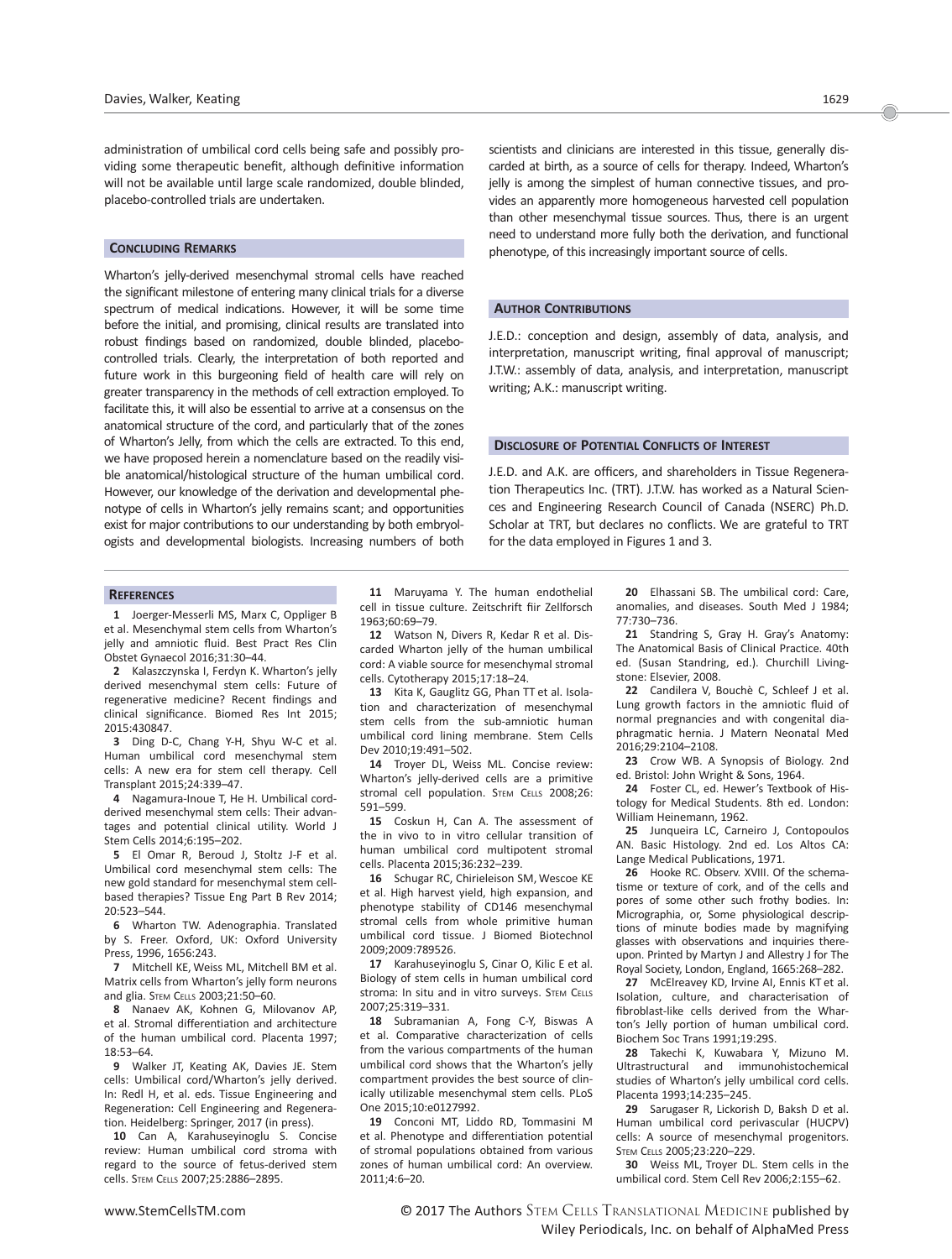administration of umbilical cord cells being safe and possibly providing some therapeutic benefit, although definitive information will not be available until large scale randomized, double blinded, placebo-controlled trials are undertaken.

## Concluding Remarks

Wharton's jelly-derived mesenchymal stromal cells have reached the significant milestone of entering many clinical trials for a diverse spectrum of medical indications. However, it will be some time before the initial, and promising, clinical results are translated into robust findings based on randomized, double blinded, placebo-controlled trials. Clearly, the interpretation of both reported and future work in this burgeoning field of health care will rely on greater transparency in the methods of cell extraction employed. To facilitate this, it will also be essential to arrive at a consensus on the anatomical structure of the cord, and particularly that of the zones of Wharton's Jelly, from which the cells are extracted. To this end, we have proposed herein a nomenclature based on the readily visible anatomical/histological structure of the human umbilical cord. However, our knowledge of the derivation and developmental phenotype of cells in Wharton's jelly remains scant; and opportunities exist for major contributions to our understanding by both embryologists and developmental biologists. Increasing numbers of both scientists and clinicians are interested in this tissue, generally discarded at birth, as a source of cells for therapy. Indeed, Wharton's jelly is among the simplest of human connective tissues, and provides an apparently more homogeneous harvested cell population than other mesenchymal tissue sources. Thus, there is an urgent need to understand more fully both the derivation, and functional phenotype, of this increasingly important source of cells.

## Author Contributions

J.E.D.: conception and design, assembly of data, analysis, and interpretation, manuscript writing, final approval of manuscript; J.T.W.: assembly of data, analysis, and interpretation, manuscript writing; A.K.: manuscript writing.

## Disclosure of Potential Conflicts of Interest

J.E.D. and A.K. are officers, and shareholders in Tissue Regeneration Therapeutics Inc. (TRT). J.T.W. has worked as a Natural Sciences and Engineering Research Council of Canada (NSERC) Ph.D. Scholar at TRT, but declares no conflicts. We are grateful to TRT for the data employed in Figures 1 and 3.

## References

1 Joerger-Messerli MS, Marx C, Oppliger B et al. Mesenchymal stem cells from Wharton's jelly and amniotic fluid. Best Pract Res Clin Obstet Gynaecol 2016;31:30–44.

2 Kalaszczynska I, Ferdyn K. Wharton's jelly derived mesenchymal stem cells: Future of regenerative medicine? Recent findings and clinical significance. Biomed Res Int 2015; 2015:430847.

3 Ding D-C, Chang Y-H, Shyu W-C et al. Human umbilical cord mesenchymal stem cells: A new era for stem cell therapy. Cell Transplant 2015;24:339–47.

4 Nagamura-Inoue T, He H. Umbilical cord-derived mesenchymal stem cells: Their advantages and potential clinical utility. World J Stem Cells 2014;6:195–202.

5 El Omar R, Beroud J, Stoltz J-F et al. Umbilical cord mesenchymal stem cells: The new gold standard for mesenchymal stem cell-based therapies? Tissue Eng Part B Rev 2014; 20:523–544.

6 Wharton TW. Adenographia. Translated by S. Freer. Oxford, UK: Oxford University Press, 1996, 1656:243.

7 Mitchell KE, Weiss ML, Mitchell BM et al. Matrix cells from Wharton's jelly form neurons and glia. Stem Cells 2003;21:50–60.

8 Nanaev AK, Kohnen G, Milovanov AP, et al. Stromal differentiation and architecture of the human umbilical cord. Placenta 1997; 18:53–64.

9 Walker JT, Keating AK, Davies JE. Stem cells: Umbilical cord/Wharton's jelly derived. In: Redl H, et al. eds. Tissue Engineering and Regeneration: Cell Engineering and Regeneration. Heidelberg: Springer, 2017 (in press).

10 Can A, Karahuseyinoglu S. Concise review: Human umbilical cord stroma with regard to the source of fetus-derived stem cells. Stem Cells 2007;25:2886–2895.

11 Maruyama Y. The human endothelial cell in tissue culture. Zeitschrift fiir Zellforsch 1963;60:69–79.

12 Watson N, Divers R, Kedar R et al. Discarded Wharton jelly of the human umbilical cord: A viable source for mesenchymal stromal cells. Cytotherapy 2015;17:18–24.

13 Kita K, Gauglitz GG, Phan TT et al. Isolation and characterization of mesenchymal stem cells from the sub-amniotic human umbilical cord lining membrane. Stem Cells Dev 2010;19:491–502.

14 Troyer DL, Weiss ML. Concise review: Wharton's jelly-derived cells are a primitive stromal cell population. Stem Cells 2008;26: 591–599.

15 Coskun H, Can A. The assessment of the in vivo to in vitro cellular transition of human umbilical cord multipotent stromal cells. Placenta 2015;36:232–239.

16 Schugar RC, Chirieleison SM, Wescoe KE et al. High harvest yield, high expansion, and phenotype stability of CD146 mesenchymal stromal cells from whole primitive human umbilical cord tissue. J Biomed Biotechnol 2009;2009:789526.

17 Karahuseyinoglu S, Cinar O, Kilic E et al. Biology of stem cells in human umbilical cord stroma: In situ and in vitro surveys. Stem Cells 2007;25:319–331.

18 Subramanian A, Fong C-Y, Biswas A et al. Comparative characterization of cells from the various compartments of the human umbilical cord shows that the Wharton's jelly compartment provides the best source of clinically utilizable mesenchymal stem cells. PLoS One 2015;10:e0127992.

19 Conconi MT, Liddo RD, Tommasini M et al. Phenotype and differentiation potential of stromal populations obtained from various zones of human umbilical cord: An overview. 2011;4:6–20.

20 Elhassani SB. The umbilical cord: Care, anomalies, and diseases. South Med J 1984; 77:730–736.

21 Standring S, Gray H. Gray's Anatomy: The Anatomical Basis of Clinical Practice. 40th ed. (Susan Standring, ed.). Churchill Livingstone: Elsevier, 2008.

22 Candilera V, Bouchè C, Schleef J et al. Lung growth factors in the amniotic fluid of normal pregnancies and with congenital diaphragmatic hernia. J Matern Neonatal Med 2016;29:2104–2108.

23 Crow WB. A Synopsis of Biology. 2nd ed. Bristol: John Wright & Sons, 1964.

24 Foster CL, ed. Hewer's Textbook of Histology for Medical Students. 8th ed. London: William Heinemann, 1962.

25 Junqueira LC, Carneiro J, Contopoulos AN. Basic Histology. 2nd ed. Los Altos CA: Lange Medical Publications, 1971.

26 Hooke RC. Observ. XVIII. Of the schematisme or texture of cork, and of the cells and pores of some other such frothy bodies. In: Micrographia, or, Some physiological descriptions of minute bodies made by magnifying glasses with observations and inquiries thereupon. Printed by Martyn J and Allestry J for The Royal Society, London, England, 1665:268–282.

27 McElreavey KD, Irvine AI, Ennis KT et al. Isolation, culture, and characterisation of fibroblast-like cells derived from the Wharton's Jelly portion of human umbilical cord. Biochem Soc Trans 1991;19:29S.

28 Takechi K, Kuwabara Y, Mizuno M. Ultrastructural and immunohistochemical studies of Wharton's jelly umbilical cord cells. Placenta 1993;14:235–245.

29 Sarugaser R, Lickorish D, Baksh D et al. Human umbilical cord perivascular (HUCPV) cells: A source of mesenchymal progenitors. Stem Cells 2005;23:220–229.

30 Weiss ML, Troyer DL. Stem cells in the umbilical cord. Stem Cell Rev 2006;2:155–62.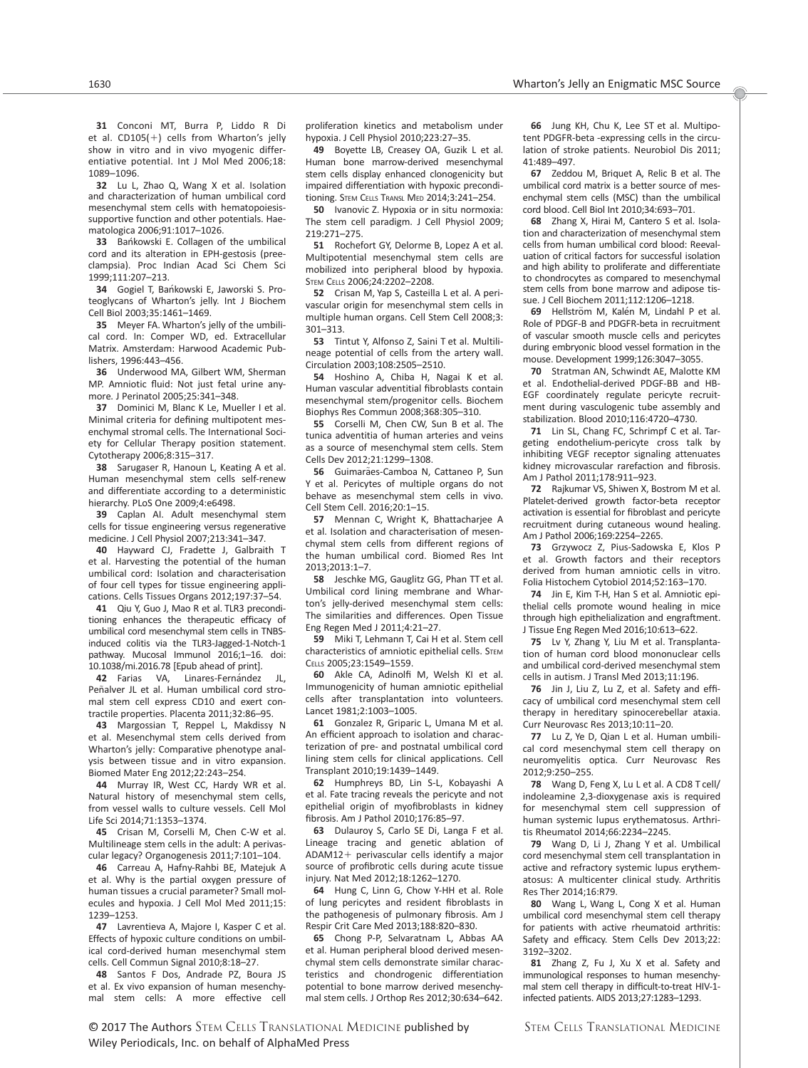31 Conconi MT, Burra P, Liddo R Di et al. CD105(+) cells from Wharton's jelly show in vitro and in vivo myogenic differentiative potential. Int J Mol Med 2006;18: 1089–1096.

32 Lu L, Zhao Q, Wang X et al. Isolation and characterization of human umbilical cord mesenchymal stem cells with hematopoiesis-supportive function and other potentials. Haematologica 2006;91:1017–1026.

33 Bańkowski E. Collagen of the umbilical cord and its alteration in EPH-gestosis (preeclampsia). Proc Indian Acad Sci Chem Sci 1999;111:207–213.

34 Gogiel T, Bańkowski E, Jaworski S. Proteoglycans of Wharton's jelly. Int J Biochem Cell Biol 2003;35:1461–1469.

35 Meyer FA. Wharton's jelly of the umbilical cord. In: Comper WD, ed. Extracellular Matrix. Amsterdam: Harwood Academic Publishers, 1996:443–456.

36 Underwood MA, Gilbert WM, Sherman MP. Amniotic fluid: Not just fetal urine anymore. J Perinatol 2005;25:341–348.

37 Dominici M, Blanc K Le, Mueller I et al. Minimal criteria for defining multipotent mesenchymal stromal cells. The International Society for Cellular Therapy position statement. Cytotherapy 2006;8:315–317.

38 Sarugaser R, Hanoun L, Keating A et al. Human mesenchymal stem cells self-renew and differentiate according to a deterministic hierarchy. PLoS One 2009;4:e6498.

39 Caplan AI. Adult mesenchymal stem cells for tissue engineering versus regenerative medicine. J Cell Physiol 2007;213:341–347.

40 Hayward CJ, Fradette J, Galbraith T et al. Harvesting the potential of the human umbilical cord: Isolation and characterisation of four cell types for tissue engineering applications. Cells Tissues Organs 2012;197:37–54.

41 Qiu Y, Guo J, Mao R et al. TLR3 preconditioning enhances the therapeutic efficacy of umbilical cord mesenchymal stem cells in TNBS-induced colitis via the TLR3-Jagged-1-Notch-1 pathway. Mucosal Immunol 2016;1–16. doi: 10.1038/mi.2016.78 [Epub ahead of print].

42 Farias VA, Linares-Fernández JL, Peñalver JL et al. Human umbilical cord stromal stem cell express CD10 and exert contractile properties. Placenta 2011;32:86–95.

43 Margossian T, Reppel L, Makdissy N et al. Mesenchymal stem cells derived from Wharton's jelly: Comparative phenotype analysis between tissue and in vitro expansion. Biomed Mater Eng 2012;22:243–254.

44 Murray IR, West CC, Hardy WR et al. Natural history of mesenchymal stem cells, from vessel walls to culture vessels. Cell Mol Life Sci 2014;71:1353–1374.

45 Crisan M, Corselli M, Chen C-W et al. Multilineage stem cells in the adult: A perivascular legacy? Organogenesis 2011;7:101–104.

46 Carreau A, Hafny-Rahbi BE, Matejuk A et al. Why is the partial oxygen pressure of human tissues a crucial parameter? Small molecules and hypoxia. J Cell Mol Med 2011;15: 1239–1253.

47 Lavrentieva A, Majore I, Kasper C et al. Effects of hypoxic culture conditions on umbilical cord-derived human mesenchymal stem cells. Cell Commun Signal 2010;8:18–27.

48 Santos F Dos, Andrade PZ, Boura JS et al. Ex vivo expansion of human mesenchymal stem cells: A more effective cell proliferation kinetics and metabolism under hypoxia. J Cell Physiol 2010;223:27–35.

49 Boyette LB, Creasey OA, Guzik L et al. Human bone marrow-derived mesenchymal stem cells display enhanced clonogenicity but impaired differentiation with hypoxic preconditioning. Stem Cells Transl Med 2014;3:241–254.

50 Ivanovic Z. Hypoxia or in situ normoxia: The stem cell paradigm. J Cell Physiol 2009; 219:271–275.

51 Rochefort GY, Delorme B, Lopez A et al. Multipotential mesenchymal stem cells are mobilized into peripheral blood by hypoxia. Stem Cells 2006;24:2202–2208.

52 Crisan M, Yap S, Casteilla L et al. A perivascular origin for mesenchymal stem cells in multiple human organs. Cell Stem Cell 2008;3: 301–313.

53 Tintut Y, Alfonso Z, Saini T et al. Multilineage potential of cells from the artery wall. Circulation 2003;108:2505–2510.

54 Hoshino A, Chiba H, Nagai K et al. Human vascular adventitial fibroblasts contain mesenchymal stem/progenitor cells. Biochem Biophys Res Commun 2008;368:305–310.

55 Corselli M, Chen CW, Sun B et al. The tunica adventitia of human arteries and veins as a source of mesenchymal stem cells. Stem Cells Dev 2012;21:1299–1308.

56 Guimarães-Camboa N, Cattaneo P, Sun Y et al. Pericytes of multiple organs do not behave as mesenchymal stem cells in vivo. Cell Stem Cell. 2016;20:1–15.

57 Mennan C, Wright K, Bhattacharjee A et al. Isolation and characterisation of mesenchymal stem cells from different regions of the human umbilical cord. Biomed Res Int 2013;2013:1–7.

58 Jeschke MG, Gauglitz GG, Phan TT et al. Umbilical cord lining membrane and Wharton's jelly-derived mesenchymal stem cells: The similarities and differences. Open Tissue Eng Regen Med J 2011;4:21–27.

59 Miki T, Lehmann T, Cai H et al. Stem cell characteristics of amniotic epithelial cells. Stem Cells 2005;23:1549–1559.

60 Akle CA, Adinolfi M, Welsh KI et al. Immunogenicity of human amniotic epithelial cells after transplantation into volunteers. Lancet 1981;2:1003–1005.

61 Gonzalez R, Griparic L, Umana M et al. An efficient approach to isolation and characterization of pre- and postnatal umbilical cord lining stem cells for clinical applications. Cell Transplant 2010;19:1439–1449.

62 Humphreys BD, Lin S-L, Kobayashi A et al. Fate tracing reveals the pericyte and not epithelial origin of myofibroblasts in kidney fibrosis. Am J Pathol 2010;176:85–97.

63 Dulauroy S, Carlo SE Di, Langa F et al. Lineage tracing and genetic ablation of ADAM12+ perivascular cells identify a major source of profibrotic cells during acute tissue injury. Nat Med 2012;18:1262–1270.

64 Hung C, Linn G, Chow Y-HH et al. Role of lung pericytes and resident fibroblasts in the pathogenesis of pulmonary fibrosis. Am J Respir Crit Care Med 2013;188:820–830.

65 Chong P-P, Selvaratnam L, Abbas AA et al. Human peripheral blood derived mesenchymal stem cells demonstrate similar characteristics and chondrogenic differentiation potential to bone marrow derived mesenchymal stem cells. J Orthop Res 2012;30:634–642.

66 Jung KH, Chu K, Lee ST et al. Multipotent PDGFR-beta -expressing cells in the circulation of stroke patients. Neurobiol Dis 2011; 41:489–497.

67 Zeddou M, Briquet A, Relic B et al. The umbilical cord matrix is a better source of mesenchymal stem cells (MSC) than the umbilical cord blood. Cell Biol Int 2010;34:693–701.

68 Zhang X, Hirai M, Cantero S et al. Isolation and characterization of mesenchymal stem cells from human umbilical cord blood: Reevaluation of critical factors for successful isolation and high ability to proliferate and differentiate to chondrocytes as compared to mesenchymal stem cells from bone marrow and adipose tissue. J Cell Biochem 2011;112:1206–1218.

69 Hellström M, Kalén M, Lindahl P et al. Role of PDGF-B and PDGFR-beta in recruitment of vascular smooth muscle cells and pericytes during embryonic blood vessel formation in the mouse. Development 1999;126:3047–3055.

70 Stratman AN, Schwindt AE, Malotte KM et al. Endothelial-derived PDGF-BB and HB-EGF coordinately regulate pericyte recruitment during vasculogenic tube assembly and stabilization. Blood 2010;116:4720–4730.

71 Lin SL, Chang FC, Schrimpf C et al. Targeting endothelium-pericyte cross talk by inhibiting VEGF receptor signaling attenuates kidney microvascular rarefaction and fibrosis. Am J Pathol 2011;178:911–923.

72 Rajkumar VS, Shiwen X, Bostrom M et al. Platelet-derived growth factor-beta receptor activation is essential for fibroblast and pericyte recruitment during cutaneous wound healing. Am J Pathol 2006;169:2254–2265.

73 Grzywocz Z, Pius-Sadowska E, Klos P et al. Growth factors and their receptors derived from human amniotic cells in vitro. Folia Histochem Cytobiol 2014;52:163–170.

74 Jin E, Kim T-H, Han S et al. Amniotic epithelial cells promote wound healing in mice through high epithelialization and engraftment. J Tissue Eng Regen Med 2016;10:613–622.

75 Lv Y, Zhang Y, Liu M et al. Transplantation of human cord blood mononuclear cells and umbilical cord-derived mesenchymal stem cells in autism. J Transl Med 2013;11:196.

76 Jin J, Liu Z, Lu Z, et al. Safety and efficacy of umbilical cord mesenchymal stem cell therapy in hereditary spinocerebellar ataxia. Curr Neurovasc Res 2013;10:11–20.

77 Lu Z, Ye D, Qian L et al. Human umbilical cord mesenchymal stem cell therapy on neuromyelitis optica. Curr Neurovasc Res 2012;9:250–255.

78 Wang D, Feng X, Lu L et al. A CD8 T cell/indoleamine 2,3-dioxygenase axis is required for mesenchymal stem cell suppression of human systemic lupus erythematosus. Arthritis Rheumatol 2014;66:2234–2245.

79 Wang D, Li J, Zhang Y et al. Umbilical cord mesenchymal stem cell transplantation in active and refractory systemic lupus erythematosus: A multicenter clinical study. Arthritis Res Ther 2014;16:R79.

80 Wang L, Wang L, Cong X et al. Human umbilical cord mesenchymal stem cell therapy for patients with active rheumatoid arthritis: Safety and efficacy. Stem Cells Dev 2013;22: 3192–3202.

81 Zhang Z, Fu J, Xu X et al. Safety and immunological responses to human mesenchymal stem cell therapy in difficult-to-treat HIV-1-infected patients. AIDS 2013;27:1283–1293.